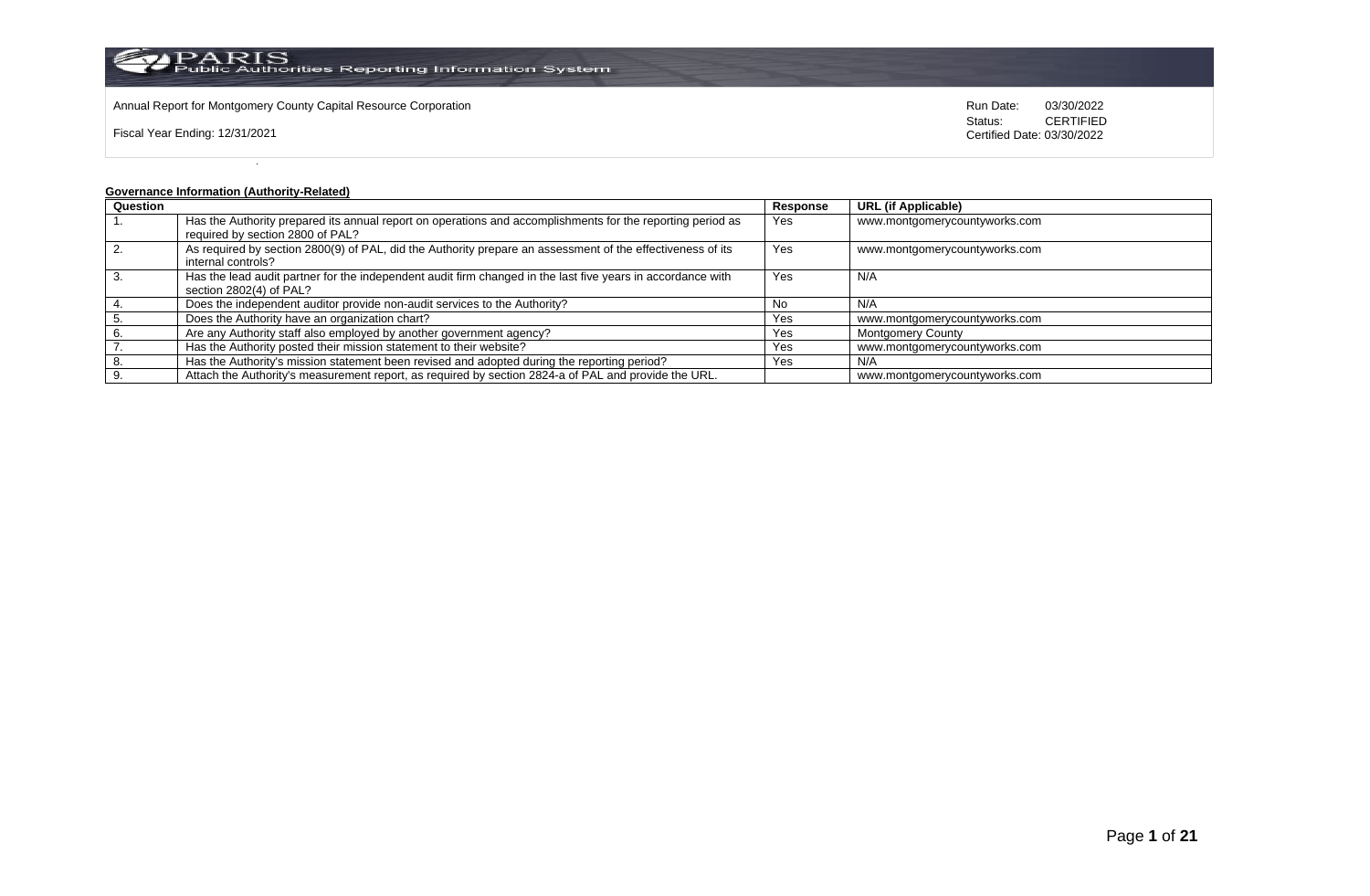Annual Report for Montgomery County Capital Resource Corporation

Fiscal Year Ending: 12/31/2021

Run Date: 03/30/2022
Status: CERTIFIED
Certified Date: 03/30/2022

**Governance Information (Authority-Related)**

| Question | | Response | URL (if Applicable) |
|---|---|---|---|
| 1. | Has the Authority prepared its annual report on operations and accomplishments for the reporting period as required by section 2800 of PAL? | Yes | www.montgomerycountyworks.com |
| 2. | As required by section 2800(9) of PAL, did the Authority prepare an assessment of the effectiveness of its internal controls? | Yes | www.montgomerycountyworks.com |
| 3. | Has the lead audit partner for the independent audit firm changed in the last five years in accordance with section 2802(4) of PAL? | Yes | N/A |
| 4. | Does the independent auditor provide non-audit services to the Authority? | No | N/A |
| 5. | Does the Authority have an organization chart? | Yes | www.montgomerycountyworks.com |
| 6. | Are any Authority staff also employed by another government agency? | Yes | Montgomery County |
| 7. | Has the Authority posted their mission statement to their website? | Yes | www.montgomerycountyworks.com |
| 8. | Has the Authority's mission statement been revised and adopted during the reporting period? | Yes | N/A |
| 9. | Attach the Authority's measurement report, as required by section 2824-a of PAL and provide the URL. | | www.montgomerycountyworks.com |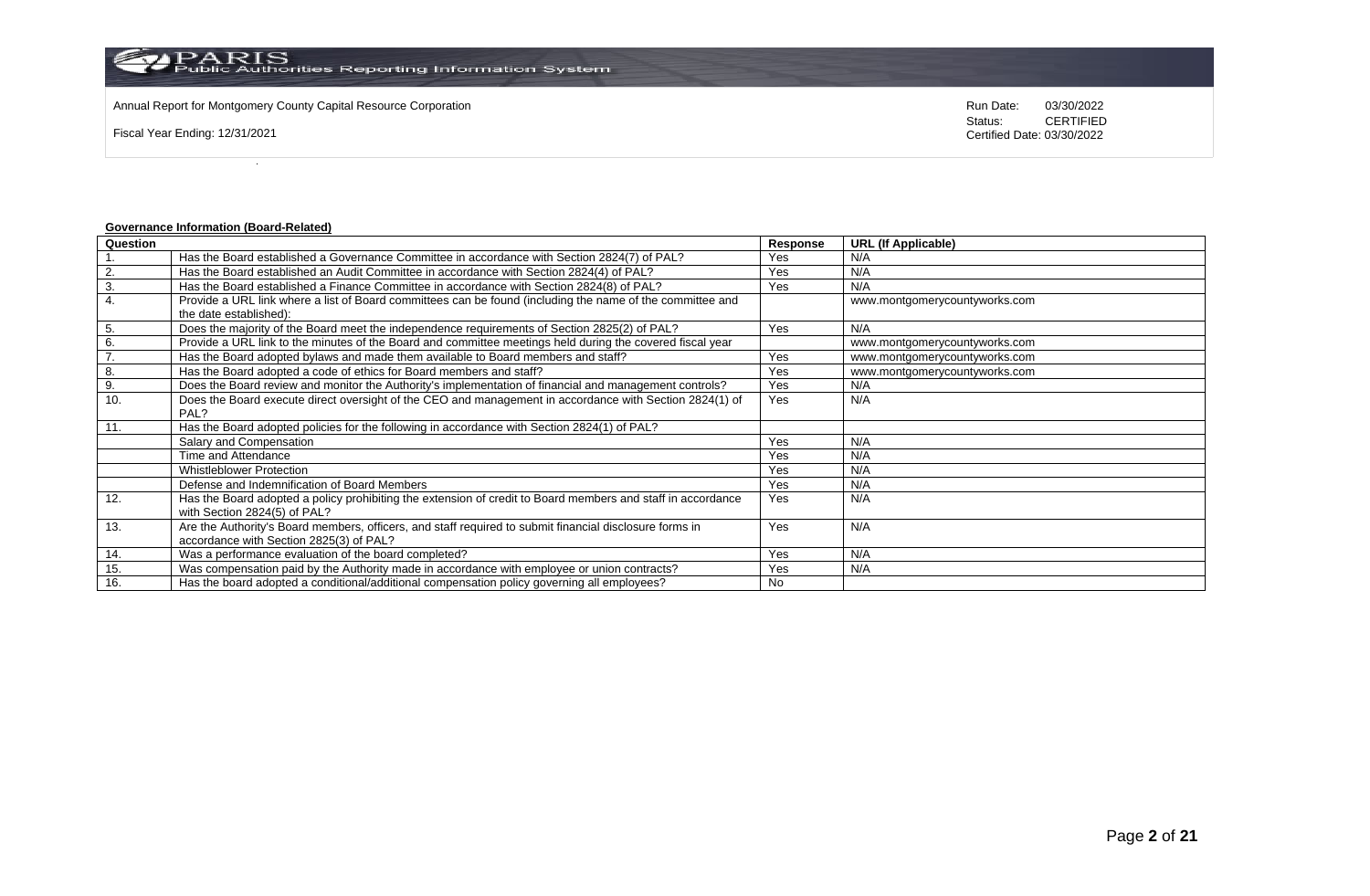Annual Report for Montgomery County Capital Resource Corporation

Fiscal Year Ending: 12/31/2021

Run Date: 03/30/2022
Status: CERTIFIED
Certified Date: 03/30/2022

**Governance Information (Board-Related)**

| Question | | Response | URL (If Applicable) |
|---|---|---|---|
| 1. | Has the Board established a Governance Committee in accordance with Section 2824(7) of PAL? | Yes | N/A |
| 2. | Has the Board established an Audit Committee in accordance with Section 2824(4) of PAL? | Yes | N/A |
| 3. | Has the Board established a Finance Committee in accordance with Section 2824(8) of PAL? | Yes | N/A |
| 4. | Provide a URL link where a list of Board committees can be found (including the name of the committee and the date established): | | www.montgomerycountyworks.com |
| 5. | Does the majority of the Board meet the independence requirements of Section 2825(2) of PAL? | Yes | N/A |
| 6. | Provide a URL link to the minutes of the Board and committee meetings held during the covered fiscal year | | www.montgomerycountyworks.com |
| 7. | Has the Board adopted bylaws and made them available to Board members and staff? | Yes | www.montgomerycountyworks.com |
| 8. | Has the Board adopted a code of ethics for Board members and staff? | Yes | www.montgomerycountyworks.com |
| 9. | Does the Board review and monitor the Authority's implementation of financial and management controls? | Yes | N/A |
| 10. | Does the Board execute direct oversight of the CEO and management in accordance with Section 2824(1) of PAL? | Yes | N/A |
| 11. | Has the Board adopted policies for the following in accordance with Section 2824(1) of PAL? | | |
| | Salary and Compensation | Yes | N/A |
| | Time and Attendance | Yes | N/A |
| | Whistleblower Protection | Yes | N/A |
| | Defense and Indemnification of Board Members | Yes | N/A |
| 12. | Has the Board adopted a policy prohibiting the extension of credit to Board members and staff in accordance with Section 2824(5) of PAL? | Yes | N/A |
| 13. | Are the Authority's Board members, officers, and staff required to submit financial disclosure forms in accordance with Section 2825(3) of PAL? | Yes | N/A |
| 14. | Was a performance evaluation of the board completed? | Yes | N/A |
| 15. | Was compensation paid by the Authority made in accordance with employee or union contracts? | Yes | N/A |
| 16. | Has the board adopted a conditional/additional compensation policy governing all employees? | No | |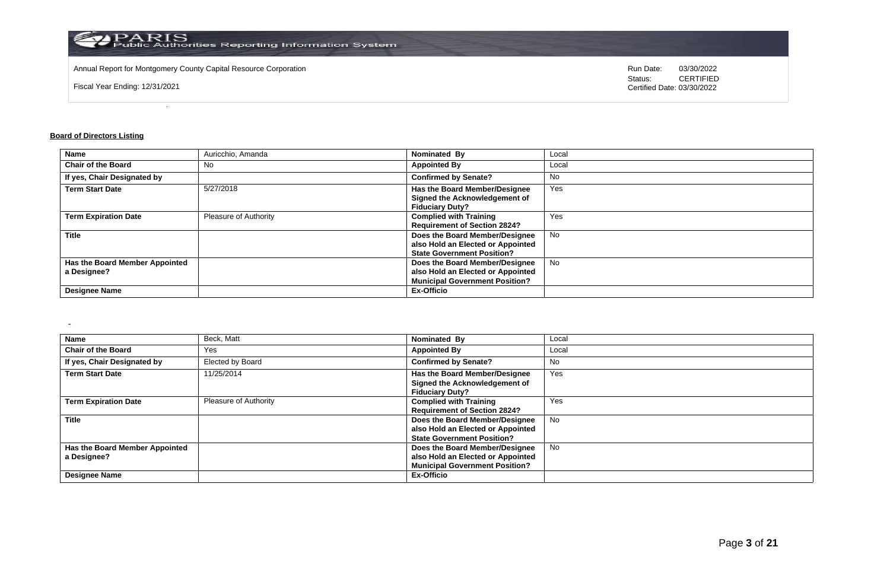Annual Report for Montgomery County Capital Resource Corporation

Fiscal Year Ending: 12/31/2021

Run Date: 03/30/2022
Status: CERTIFIED
Certified Date: 03/30/2022

**Board of Directors Listing**

| Name | Auricchio, Amanda | Nominated By | Local |
|---|---|---|---|
| Chair of the Board | No | Appointed By | Local |
| If yes, Chair Designated by | | Confirmed by Senate? | No |
| Term Start Date | 5/27/2018 | Has the Board Member/Designee Signed the Acknowledgement of Fiduciary Duty? | Yes |
| Term Expiration Date | Pleasure of Authority | Complied with Training Requirement of Section 2824? | Yes |
| Title | | Does the Board Member/Designee also Hold an Elected or Appointed State Government Position? | No |
| Has the Board Member Appointed a Designee? | | Does the Board Member/Designee also Hold an Elected or Appointed Municipal Government Position? | No |
| Designee Name | | Ex-Officio | |

| Name | Beck, Matt | Nominated By | Local |
|---|---|---|---|
| Chair of the Board | Yes | Appointed By | Local |
| If yes, Chair Designated by | Elected by Board | Confirmed by Senate? | No |
| Term Start Date | 11/25/2014 | Has the Board Member/Designee Signed the Acknowledgement of Fiduciary Duty? | Yes |
| Term Expiration Date | Pleasure of Authority | Complied with Training Requirement of Section 2824? | Yes |
| Title | | Does the Board Member/Designee also Hold an Elected or Appointed State Government Position? | No |
| Has the Board Member Appointed a Designee? | | Does the Board Member/Designee also Hold an Elected or Appointed Municipal Government Position? | No |
| Designee Name | | Ex-Officio | |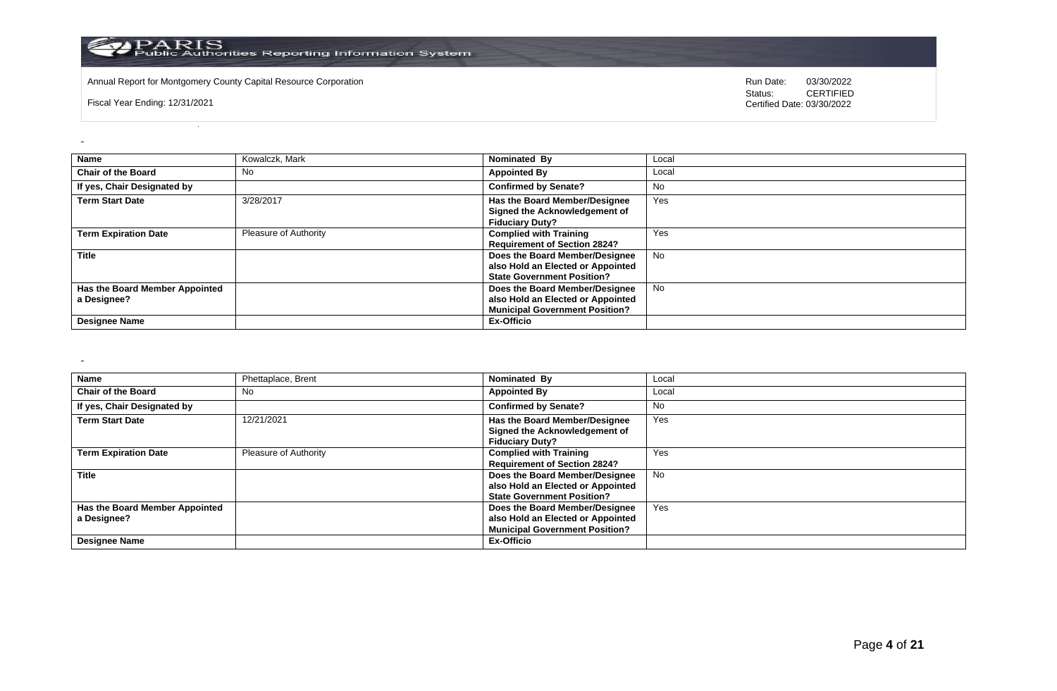Annual Report for Montgomery County Capital Resource Corporation

Fiscal Year Ending: 12/31/2021

Run Date: 03/30/2022
Status: CERTIFIED
Certified Date: 03/30/2022

| Name | Kowalczk, Mark | Nominated By | Local |
|---|---|---|---|
| Chair of the Board | No | Appointed By | Local |
| If yes, Chair Designated by | | Confirmed by Senate? | No |
| Term Start Date | 3/28/2017 | Has the Board Member/Designee Signed the Acknowledgement of Fiduciary Duty? | Yes |
| Term Expiration Date | Pleasure of Authority | Complied with Training Requirement of Section 2824? | Yes |
| Title | | Does the Board Member/Designee also Hold an Elected or Appointed State Government Position? | No |
| Has the Board Member Appointed a Designee? | | Does the Board Member/Designee also Hold an Elected or Appointed Municipal Government Position? | No |
| Designee Name | | Ex-Officio | |

| Name | Phettaplace, Brent | Nominated By | Local |
|---|---|---|---|
| Chair of the Board | No | Appointed By | Local |
| If yes, Chair Designated by | | Confirmed by Senate? | No |
| Term Start Date | 12/21/2021 | Has the Board Member/Designee Signed the Acknowledgement of Fiduciary Duty? | Yes |
| Term Expiration Date | Pleasure of Authority | Complied with Training Requirement of Section 2824? | Yes |
| Title | | Does the Board Member/Designee also Hold an Elected or Appointed State Government Position? | No |
| Has the Board Member Appointed a Designee? | | Does the Board Member/Designee also Hold an Elected or Appointed Municipal Government Position? | Yes |
| Designee Name | | Ex-Officio | |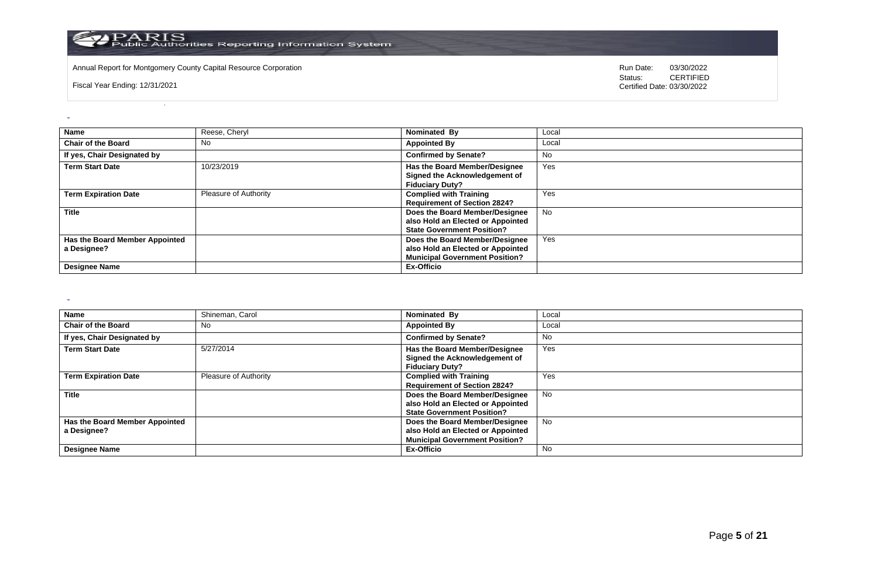Annual Report for Montgomery County Capital Resource Corporation

Fiscal Year Ending: 12/31/2021

Run Date: 03/30/2022
Status: CERTIFIED
Certified Date: 03/30/2022

| Name | Reese, Cheryl | Nominated By | Local |
|---|---|---|---|
| Chair of the Board | No | Appointed By | Local |
| If yes, Chair Designated by | | Confirmed by Senate? | No |
| Term Start Date | 10/23/2019 | Has the Board Member/Designee Signed the Acknowledgement of Fiduciary Duty? | Yes |
| Term Expiration Date | Pleasure of Authority | Complied with Training Requirement of Section 2824? | Yes |
| Title | | Does the Board Member/Designee also Hold an Elected or Appointed State Government Position? | No |
| Has the Board Member Appointed a Designee? | | Does the Board Member/Designee also Hold an Elected or Appointed Municipal Government Position? | Yes |
| Designee Name | | Ex-Officio | |

| Name | Shineman, Carol | Nominated By | Local |
|---|---|---|---|
| Chair of the Board | No | Appointed By | Local |
| If yes, Chair Designated by | | Confirmed by Senate? | No |
| Term Start Date | 5/27/2014 | Has the Board Member/Designee Signed the Acknowledgement of Fiduciary Duty? | Yes |
| Term Expiration Date | Pleasure of Authority | Complied with Training Requirement of Section 2824? | Yes |
| Title | | Does the Board Member/Designee also Hold an Elected or Appointed State Government Position? | No |
| Has the Board Member Appointed a Designee? | | Does the Board Member/Designee also Hold an Elected or Appointed Municipal Government Position? | No |
| Designee Name | | Ex-Officio | No |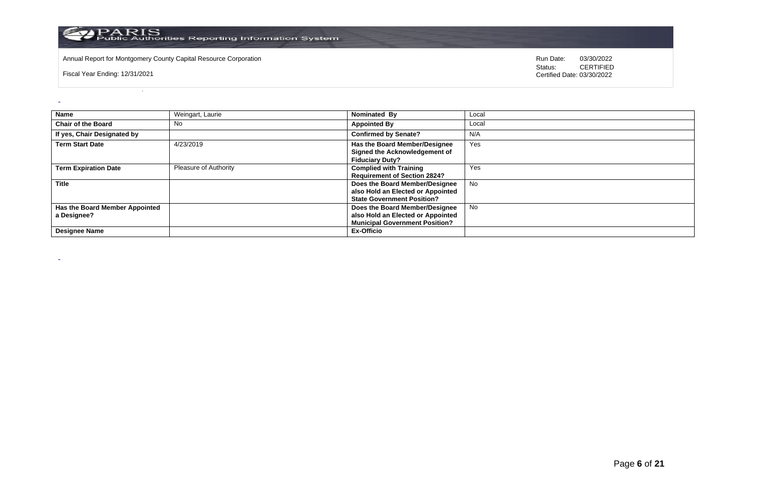| Name | Weingart, Laurie | Nominated By | Local |
| --- | --- | --- | --- |
| Chair of the Board | No | Appointed By | Local |
| If yes, Chair Designated by | | Confirmed by Senate? | N/A |
| Term Start Date | 4/23/2019 | Has the Board Member/Designee Signed the Acknowledgement of Fiduciary Duty? | Yes |
| Term Expiration Date | Pleasure of Authority | Complied with Training Requirement of Section 2824? | Yes |
| Title | | Does the Board Member/Designee also Hold an Elected or Appointed State Government Position? | No |
| Has the Board Member Appointed a Designee? | | Does the Board Member/Designee also Hold an Elected or Appointed Municipal Government Position? | No |
| Designee Name | | Ex-Officio | |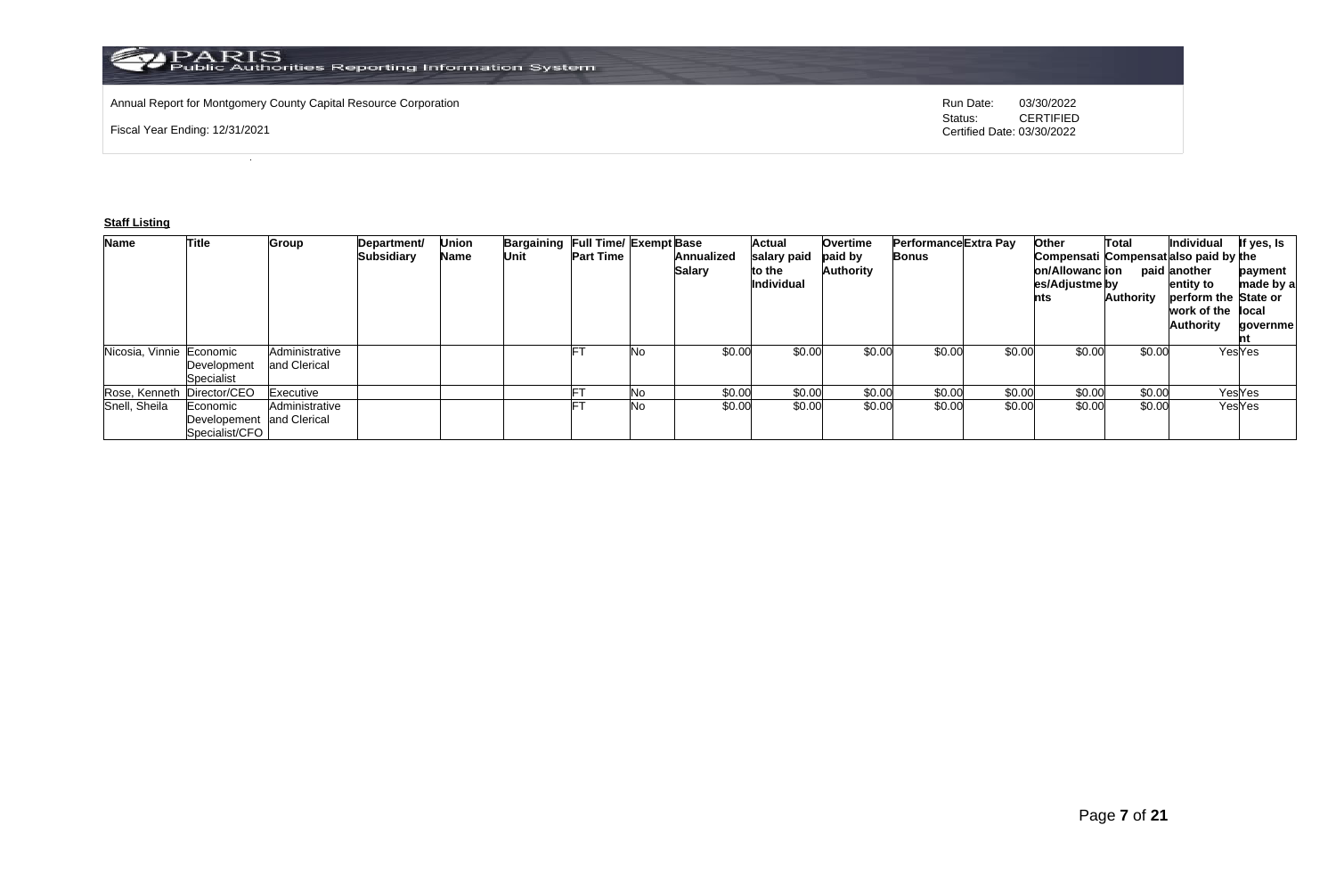Annual Report for Montgomery County Capital Resource Corporation

Fiscal Year Ending: 12/31/2021

Run Date: 03/30/2022
Status: CERTIFIED
Certified Date: 03/30/2022

**Staff Listing**

| Name | Title | Group | Department/ Subsidiary | Union Name | Bargaining Unit | Full Time/ Part Time | Exempt | Base Annualized Salary | Actual salary paid to the Individual | Overtime paid by Authority | Performance Bonus | Extra Pay | Other Compensation/Allowances/Adjustments | Total Compensation by Authority | Individual also paid by another entity to perform the work of the Authority | If yes, Is the payment made by a State or local government |
|---|---|---|---|---|---|---|---|---|---|---|---|---|---|---|---|---|
| Nicosia, Vinnie | Economic Development Specialist | Administrative and Clerical | | | | FT | No | $0.00 | $0.00 | $0.00 | $0.00 | $0.00 | $0.00 | $0.00 | Yes | Yes |
| Rose, Kenneth | Director/CEO | Executive | | | | FT | No | $0.00 | $0.00 | $0.00 | $0.00 | $0.00 | $0.00 | $0.00 | Yes | Yes |
| Snell, Sheila | Economic Developement Specialist/CFO | Administrative and Clerical | | | | FT | No | $0.00 | $0.00 | $0.00 | $0.00 | $0.00 | $0.00 | $0.00 | Yes | Yes |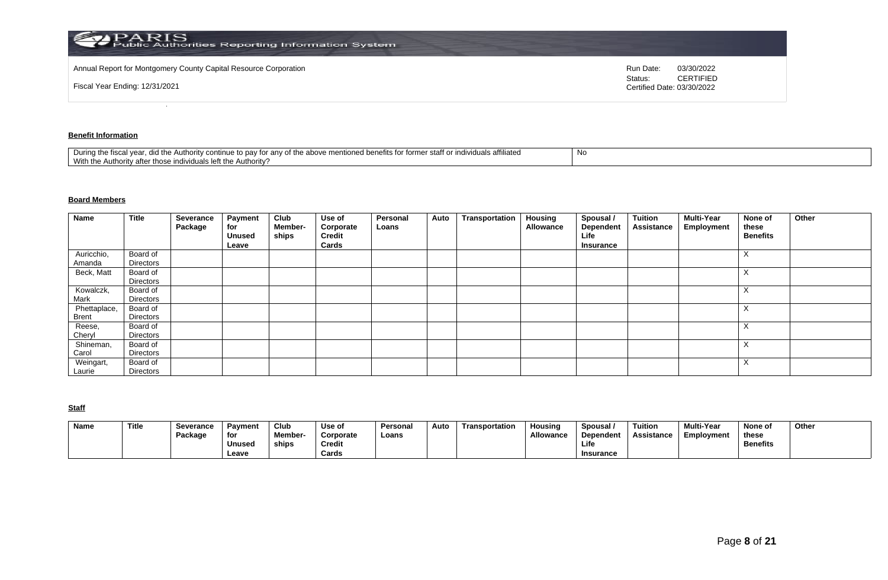Annual Report for Montgomery County Capital Resource Corporation

Fiscal Year Ending: 12/31/2021

Run Date: 03/30/2022
Status: CERTIFIED
Certified Date: 03/30/2022

## Benefit Information

| During the fiscal year, did the Authority continue to pay for any of the above mentioned benefits for former staff or individuals affiliated With the Authority after those individuals left the Authority? | No |
|---|---|

## Board Members

| Name | Title | Severance Package | Payment for Unused Leave | Club Member-ships | Use of Corporate Credit Cards | Personal Loans | Auto | Transportation | Housing Allowance | Spousal / Dependent Life Insurance | Tuition Assistance | Multi-Year Employment | None of these Benefits | Other |
|---|---|---|---|---|---|---|---|---|---|---|---|---|---|---|
| Auricchio, Amanda | Board of Directors | | | | | | | | | | | | X | |
| Beck, Matt | Board of Directors | | | | | | | | | | | | X | |
| Kowalczk, Mark | Board of Directors | | | | | | | | | | | | X | |
| Phettaplace, Brent | Board of Directors | | | | | | | | | | | | X | |
| Reese, Cheryl | Board of Directors | | | | | | | | | | | | X | |
| Shineman, Carol | Board of Directors | | | | | | | | | | | | X | |
| Weingart, Laurie | Board of Directors | | | | | | | | | | | | X | |

## Staff

| Name | Title | Severance Package | Payment for Unused Leave | Club Member-ships | Use of Corporate Credit Cards | Personal Loans | Auto | Transportation | Housing Allowance | Spousal / Dependent Life Insurance | Tuition Assistance | Multi-Year Employment | None of these Benefits | Other |
|---|---|---|---|---|---|---|---|---|---|---|---|---|---|---|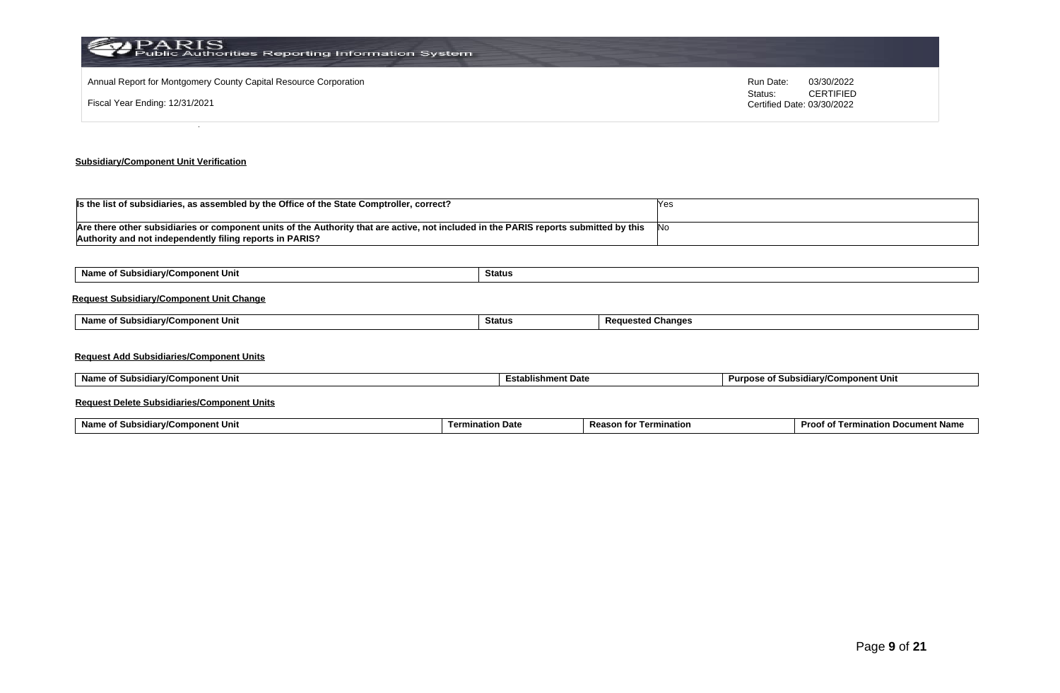Annual Report for Montgomery County Capital Resource Corporation

Fiscal Year Ending: 12/31/2021

Run Date: 03/30/2022
Status: CERTIFIED
Certified Date: 03/30/2022

## Subsidiary/Component Unit Verification

| | |
|---|---|
| **Is the list of subsidiaries, as assembled by the Office of the State Comptroller, correct?** | Yes |
| **Are there other subsidiaries or component units of the Authority that are active, not included in the PARIS reports submitted by this Authority and not independently filing reports in PARIS?** | No |

| Name of Subsidiary/Component Unit | Status |
|---|---|

### Request Subsidiary/Component Unit Change

| Name of Subsidiary/Component Unit | Status | Requested Changes |
|---|---|---|

### Request Add Subsidiaries/Component Units

| Name of Subsidiary/Component Unit | Establishment Date | Purpose of Subsidiary/Component Unit |
|---|---|---|

### Request Delete Subsidiaries/Component Units

| Name of Subsidiary/Component Unit | Termination Date | Reason for Termination | Proof of Termination Document Name |
|---|---|---|---|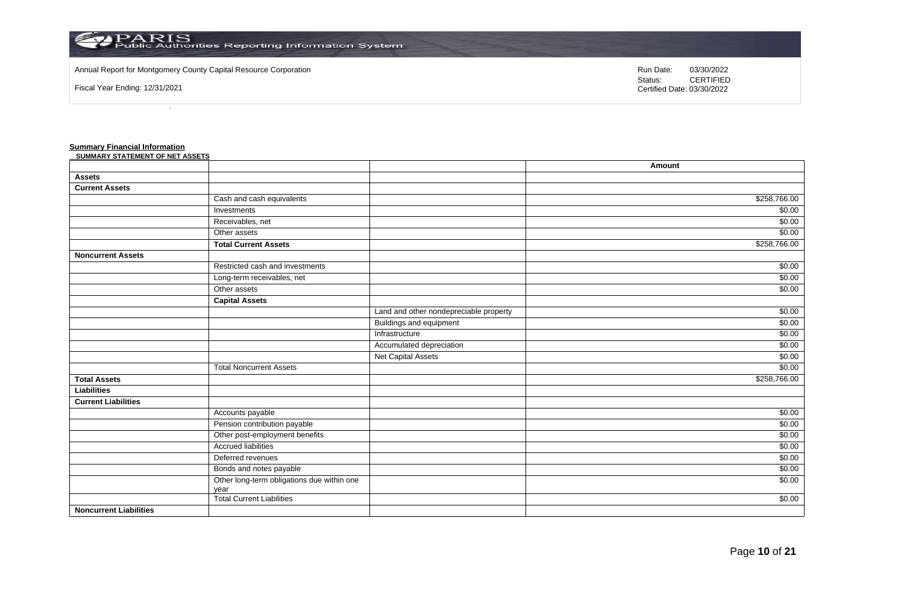Annual Report for Montgomery County Capital Resource Corporation

Fiscal Year Ending: 12/31/2021

Run Date: 03/30/2022
Status: CERTIFIED
Certified Date: 03/30/2022

## Summary Financial Information

**SUMMARY STATEMENT OF NET ASSETS**

| | | | Amount |
|---|---|---|---|
| **Assets** | | | |
| **Current Assets** | | | |
| | Cash and cash equivalents | | $258,766.00 |
| | Investments | | $0.00 |
| | Receivables, net | | $0.00 |
| | Other assets | | $0.00 |
| | **Total Current Assets** | | $258,766.00 |
| **Noncurrent Assets** | | | |
| | Restricted cash and investments | | $0.00 |
| | Long-term receivables, net | | $0.00 |
| | Other assets | | $0.00 |
| | **Capital Assets** | | |
| | | Land and other nondepreciable property | $0.00 |
| | | Buildings and equipment | $0.00 |
| | | Infrastructure | $0.00 |
| | | Accumulated depreciation | $0.00 |
| | | Net Capital Assets | $0.00 |
| | Total Noncurrent Assets | | $0.00 |
| **Total Assets** | | | $258,766.00 |
| **Liabilities** | | | |
| **Current Liabilities** | | | |
| | Accounts payable | | $0.00 |
| | Pension contribution payable | | $0.00 |
| | Other post-employment benefits | | $0.00 |
| | Accrued liabilities | | $0.00 |
| | Deferred revenues | | $0.00 |
| | Bonds and notes payable | | $0.00 |
| | Other long-term obligations due within one year | | $0.00 |
| | Total Current Liabilities | | $0.00 |
| **Noncurrent Liabilities** | | | |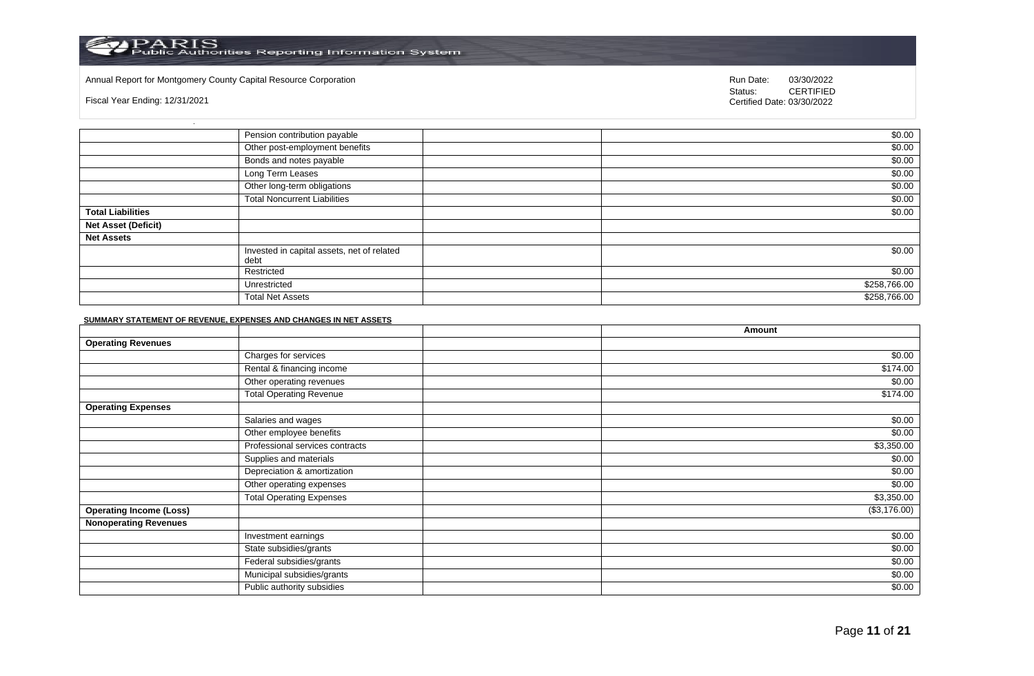Annual Report for Montgomery County Capital Resource Corporation

Fiscal Year Ending: 12/31/2021

Run Date: 03/30/2022
Status: CERTIFIED
Certified Date: 03/30/2022

| | | | |
|---|---|---|---|
| | Pension contribution payable | | $0.00 |
| | Other post-employment benefits | | $0.00 |
| | Bonds and notes payable | | $0.00 |
| | Long Term Leases | | $0.00 |
| | Other long-term obligations | | $0.00 |
| | Total Noncurrent Liabilities | | $0.00 |
| **Total Liabilities** | | | $0.00 |
| **Net Asset (Deficit)** | | | |
| **Net Assets** | | | |
| | Invested in capital assets, net of related debt | | $0.00 |
| | Restricted | | $0.00 |
| | Unrestricted | | $258,766.00 |
| | Total Net Assets | | $258,766.00 |

**SUMMARY STATEMENT OF REVENUE, EXPENSES AND CHANGES IN NET ASSETS**

| | | | Amount |
|---|---|---|---|
| **Operating Revenues** | | | |
| | Charges for services | | $0.00 |
| | Rental & financing income | | $174.00 |
| | Other operating revenues | | $0.00 |
| | Total Operating Revenue | | $174.00 |
| **Operating Expenses** | | | |
| | Salaries and wages | | $0.00 |
| | Other employee benefits | | $0.00 |
| | Professional services contracts | | $3,350.00 |
| | Supplies and materials | | $0.00 |
| | Depreciation & amortization | | $0.00 |
| | Other operating expenses | | $0.00 |
| | Total Operating Expenses | | $3,350.00 |
| **Operating Income (Loss)** | | | ($3,176.00) |
| **Nonoperating Revenues** | | | |
| | Investment earnings | | $0.00 |
| | State subsidies/grants | | $0.00 |
| | Federal subsidies/grants | | $0.00 |
| | Municipal subsidies/grants | | $0.00 |
| | Public authority subsidies | | $0.00 |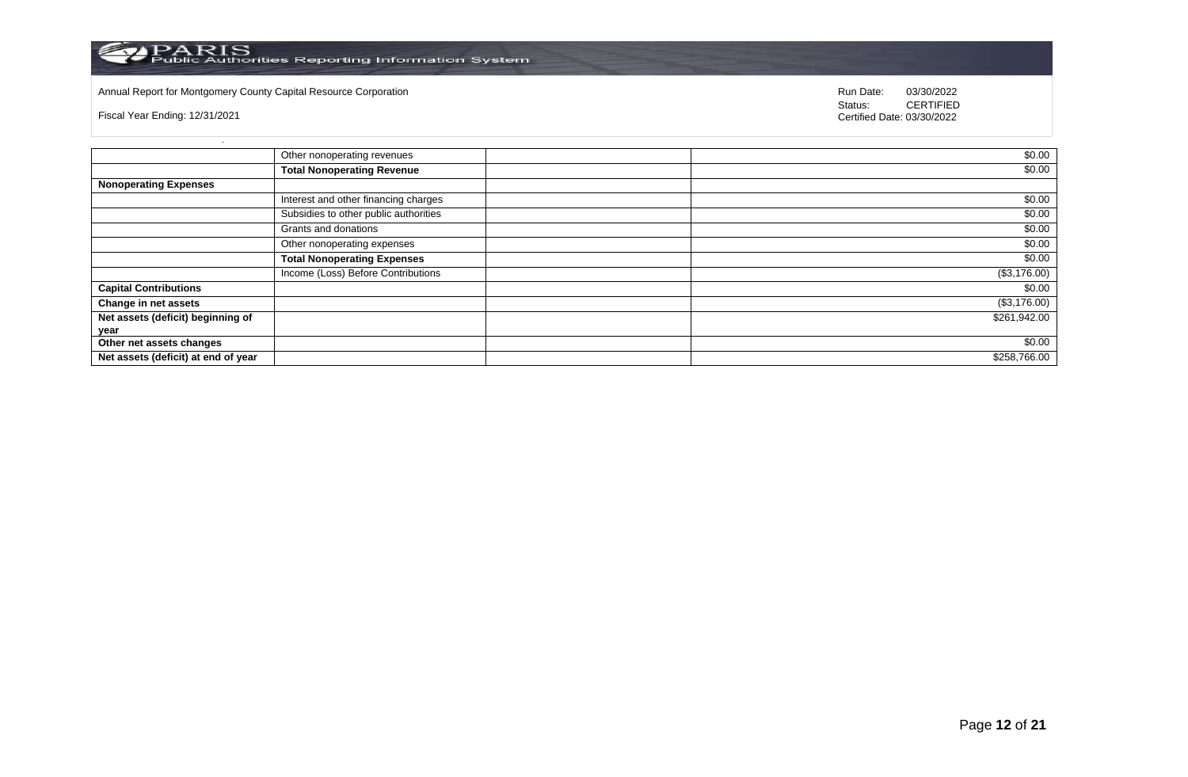Annual Report for Montgomery County Capital Resource Corporation

Fiscal Year Ending: 12/31/2021

Run Date: 03/30/2022
Status: CERTIFIED
Certified Date: 03/30/2022

| | | | |
|---|---|---|---|
| | Other nonoperating revenues | | $0.00 |
| | **Total Nonoperating Revenue** | | $0.00 |
| **Nonoperating Expenses** | | | |
| | Interest and other financing charges | | $0.00 |
| | Subsidies to other public authorities | | $0.00 |
| | Grants and donations | | $0.00 |
| | Other nonoperating expenses | | $0.00 |
| | **Total Nonoperating Expenses** | | $0.00 |
| | Income (Loss) Before Contributions | | ($3,176.00) |
| **Capital Contributions** | | | $0.00 |
| **Change in net assets** | | | ($3,176.00) |
| **Net assets (deficit) beginning of year** | | | $261,942.00 |
| **Other net assets changes** | | | $0.00 |
| **Net assets (deficit) at end of year** | | | $258,766.00 |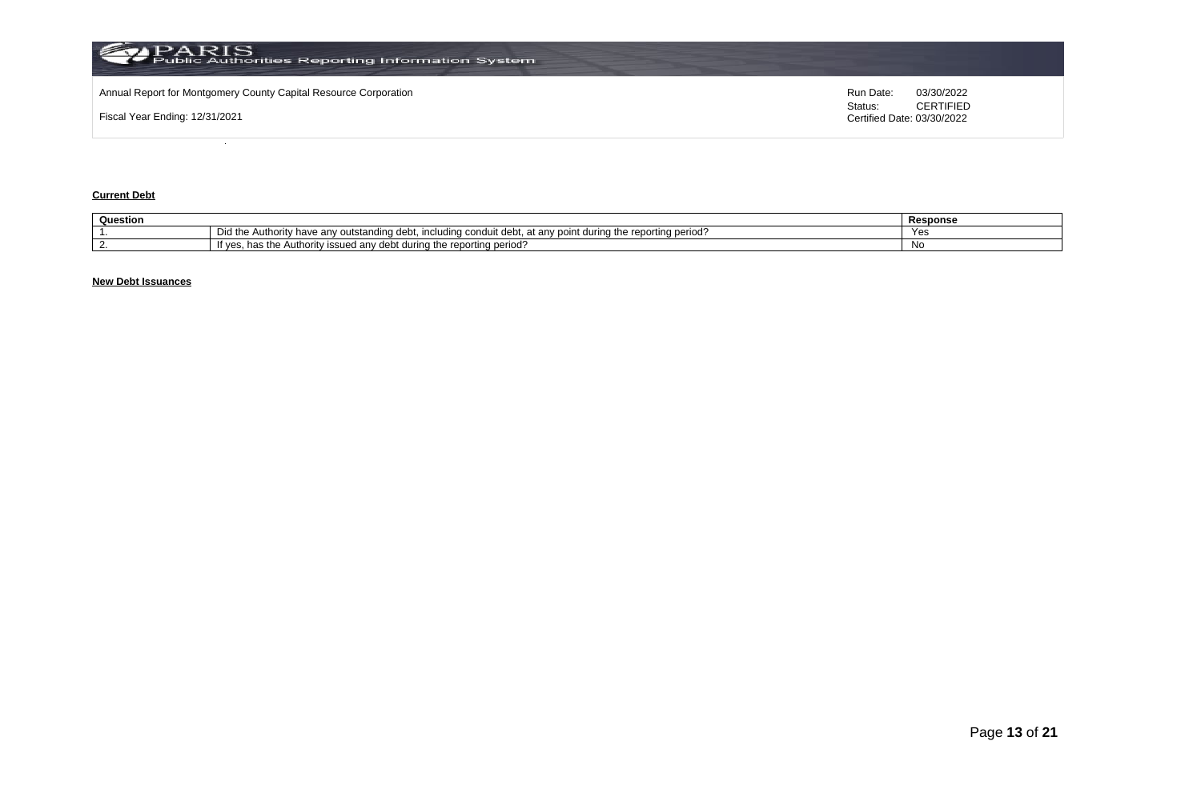**Current Debt**

| Question | | Response |
|---|---|---|
| 1. | Did the Authority have any outstanding debt, including conduit debt, at any point during the reporting period? | Yes |
| 2. | If yes, has the Authority issued any debt during the reporting period? | No |

**New Debt Issuances**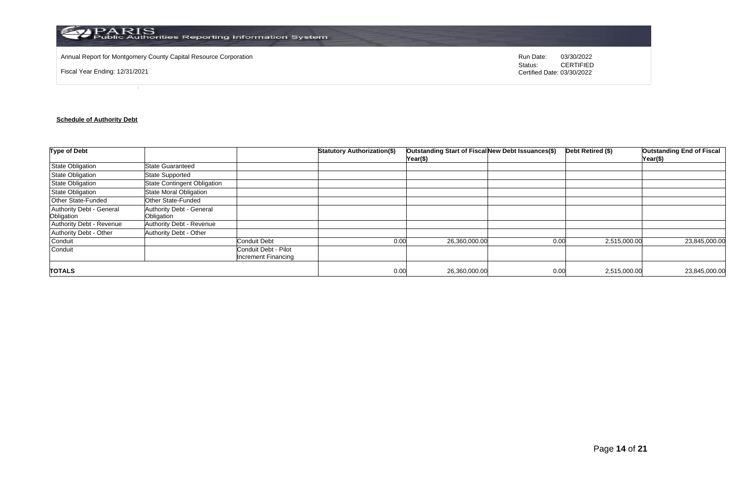Annual Report for Montgomery County Capital Resource Corporation

Fiscal Year Ending: 12/31/2021

Run Date: 03/30/2022
Status: CERTIFIED
Certified Date: 03/30/2022

**Schedule of Authority Debt**

| Type of Debt | | | Statutory Authorization($) | Outstanding Start of Fiscal Year($) | New Debt Issuances($) | Debt Retired ($) | Outstanding End of Fiscal Year($) |
|---|---|---|---|---|---|---|---|
| State Obligation | State Guaranteed | | | | | | |
| State Obligation | State Supported | | | | | | |
| State Obligation | State Contingent Obligation | | | | | | |
| State Obligation | State Moral Obligation | | | | | | |
| Other State-Funded | Other State-Funded | | | | | | |
| Authority Debt - General Obligation | Authority Debt - General Obligation | | | | | | |
| Authority Debt - Revenue | Authority Debt - Revenue | | | | | | |
| Authority Debt - Other | Authority Debt - Other | | | | | | |
| Conduit | | Conduit Debt | 0.00 | 26,360,000.00 | 0.00 | 2,515,000.00 | 23,845,000.00 |
| Conduit | | Conduit Debt - Pilot Increment Financing | | | | | |
| **TOTALS** | | | 0.00 | 26,360,000.00 | 0.00 | 2,515,000.00 | 23,845,000.00 |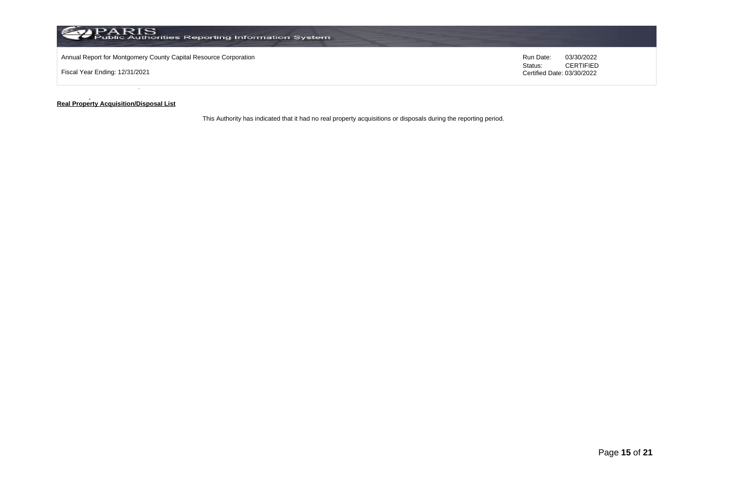Annual Report for Montgomery County Capital Resource Corporation

Fiscal Year Ending: 12/31/2021

Run Date: 03/30/2022
Status: CERTIFIED
Certified Date: 03/30/2022

**Real Property Acquisition/Disposal List**

This Authority has indicated that it had no real property acquisitions or disposals during the reporting period.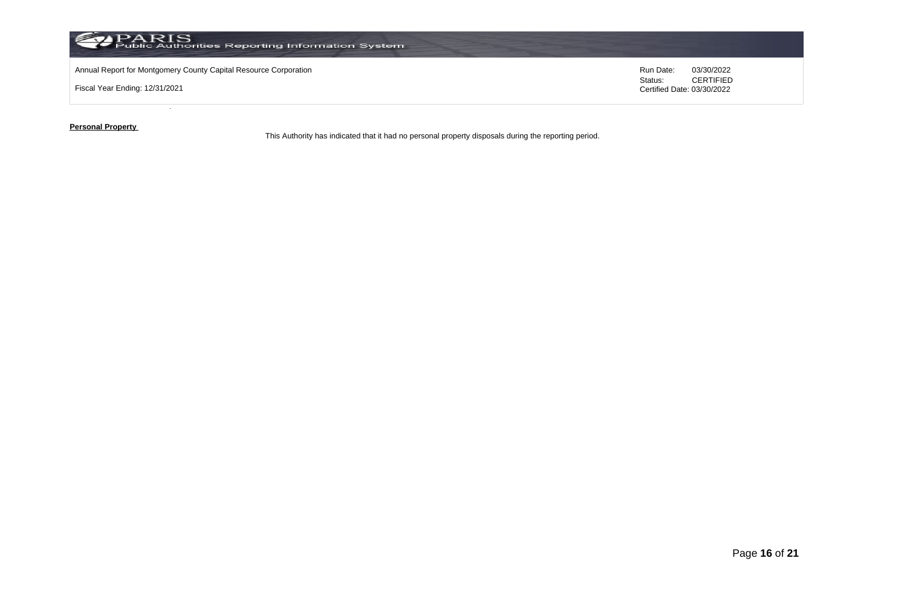**Personal Property**

This Authority has indicated that it had no personal property disposals during the reporting period.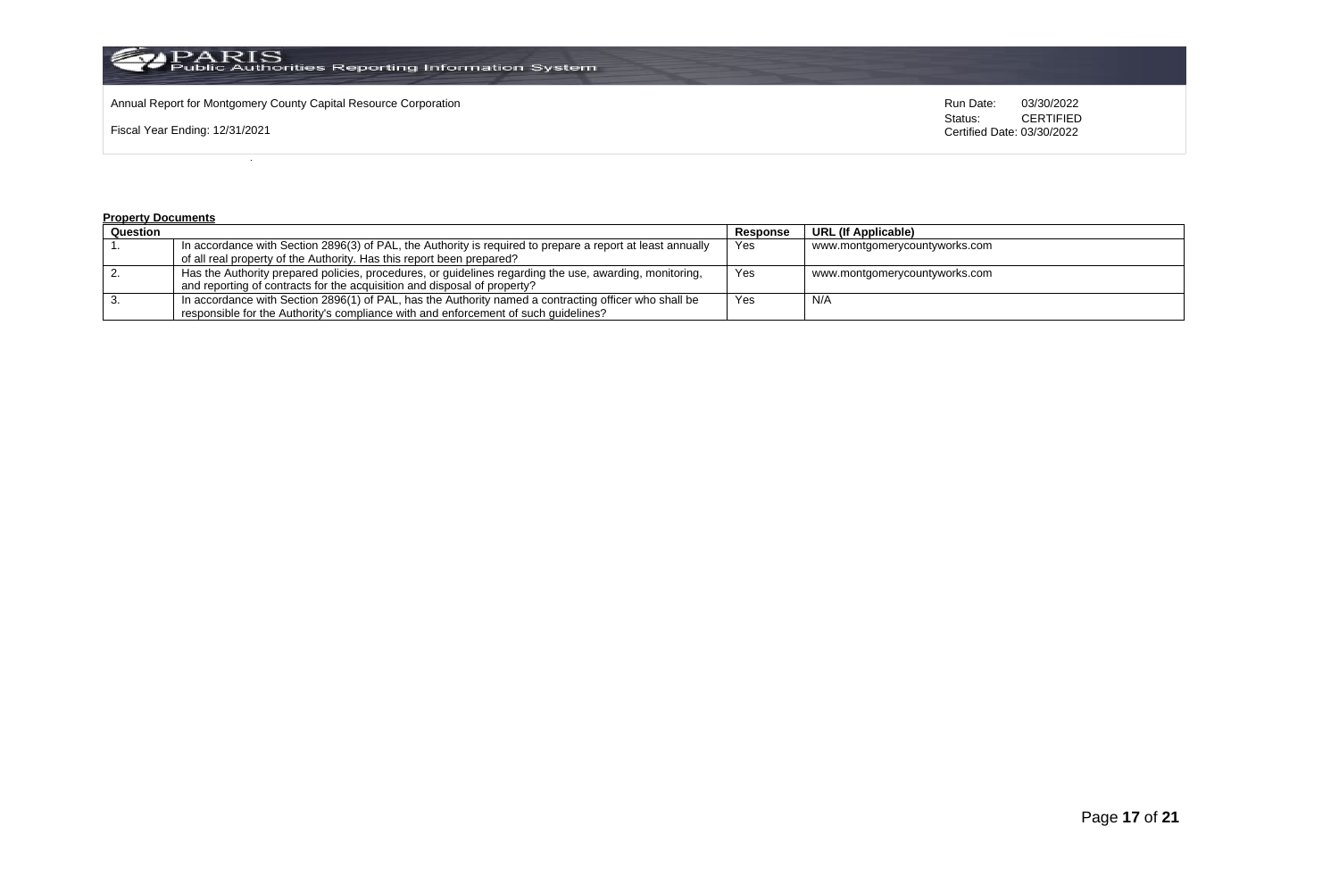Annual Report for Montgomery County Capital Resource Corporation

Fiscal Year Ending: 12/31/2021

Run Date: 03/30/2022
Status: CERTIFIED
Certified Date: 03/30/2022

**Property Documents**

| Question | | Response | URL (If Applicable) |
|---|---|---|---|
| 1. | In accordance with Section 2896(3) of PAL, the Authority is required to prepare a report at least annually of all real property of the Authority. Has this report been prepared? | Yes | www.montgomerycountyworks.com |
| 2. | Has the Authority prepared policies, procedures, or guidelines regarding the use, awarding, monitoring, and reporting of contracts for the acquisition and disposal of property? | Yes | www.montgomerycountyworks.com |
| 3. | In accordance with Section 2896(1) of PAL, has the Authority named a contracting officer who shall be responsible for the Authority's compliance with and enforcement of such guidelines? | Yes | N/A |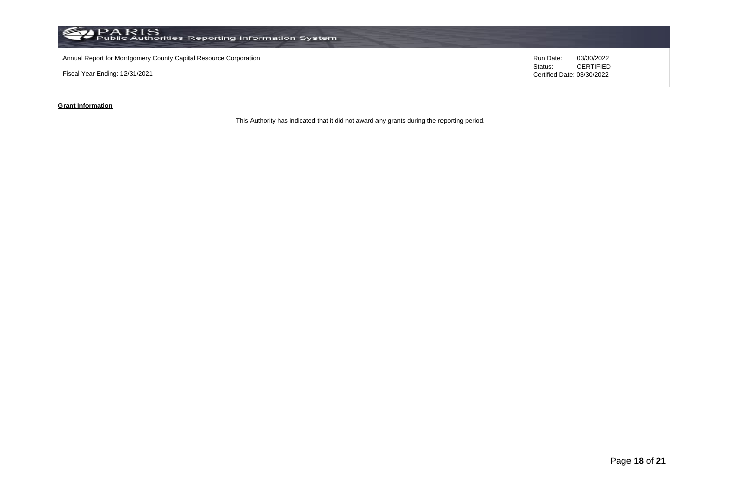Annual Report for Montgomery County Capital Resource Corporation

Fiscal Year Ending: 12/31/2021

Run Date: 03/30/2022
Status: CERTIFIED
Certified Date: 03/30/2022

**Grant Information**

This Authority has indicated that it did not award any grants during the reporting period.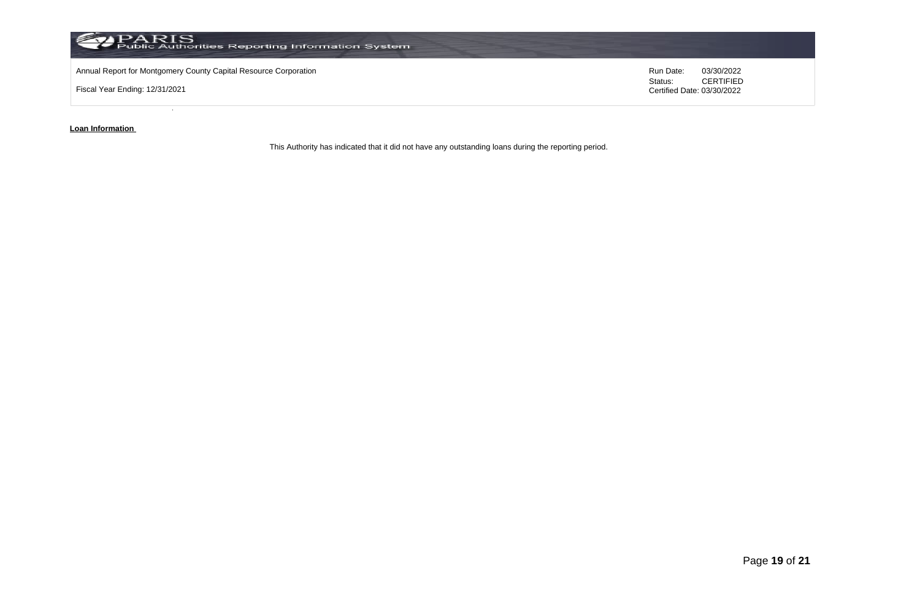**Loan Information**

This Authority has indicated that it did not have any outstanding loans during the reporting period.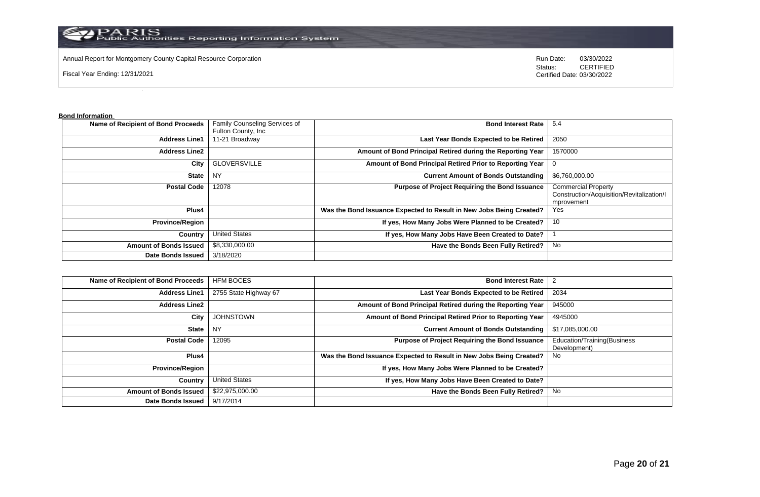Annual Report for Montgomery County Capital Resource Corporation

Fiscal Year Ending: 12/31/2021

Run Date: 03/30/2022
Status: CERTIFIED
Certified Date: 03/30/2022

**Bond Information**

| | | | |
|---|---|---|---|
| **Name of Recipient of Bond Proceeds** | Family Counseling Services of Fulton County, Inc | **Bond Interest Rate** | 5.4 |
| **Address Line1** | 11-21 Broadway | **Last Year Bonds Expected to be Retired** | 2050 |
| **Address Line2** | | **Amount of Bond Principal Retired during the Reporting Year** | 1570000 |
| **City** | GLOVERSVILLE | **Amount of Bond Principal Retired Prior to Reporting Year** | 0 |
| **State** | NY | **Current Amount of Bonds Outstanding** | $6,760,000.00 |
| **Postal Code** | 12078 | **Purpose of Project Requiring the Bond Issuance** | Commercial Property Construction/Acquisition/Revitalization/Improvement |
| **Plus4** | | **Was the Bond Issuance Expected to Result in New Jobs Being Created?** | Yes |
| **Province/Region** | | **If yes, How Many Jobs Were Planned to be Created?** | 10 |
| **Country** | United States | **If yes, How Many Jobs Have Been Created to Date?** | 1 |
| **Amount of Bonds Issued** | $8,330,000.00 | **Have the Bonds Been Fully Retired?** | No |
| **Date Bonds Issued** | 3/18/2020 | | |

| | | | |
|---|---|---|---|
| **Name of Recipient of Bond Proceeds** | HFM BOCES | **Bond Interest Rate** | 2 |
| **Address Line1** | 2755 State Highway 67 | **Last Year Bonds Expected to be Retired** | 2034 |
| **Address Line2** | | **Amount of Bond Principal Retired during the Reporting Year** | 945000 |
| **City** | JOHNSTOWN | **Amount of Bond Principal Retired Prior to Reporting Year** | 4945000 |
| **State** | NY | **Current Amount of Bonds Outstanding** | $17,085,000.00 |
| **Postal Code** | 12095 | **Purpose of Project Requiring the Bond Issuance** | Education/Training(Business Development) |
| **Plus4** | | **Was the Bond Issuance Expected to Result in New Jobs Being Created?** | No |
| **Province/Region** | | **If yes, How Many Jobs Were Planned to be Created?** | |
| **Country** | United States | **If yes, How Many Jobs Have Been Created to Date?** | |
| **Amount of Bonds Issued** | $22,975,000.00 | **Have the Bonds Been Fully Retired?** | No |
| **Date Bonds Issued** | 9/17/2014 | | |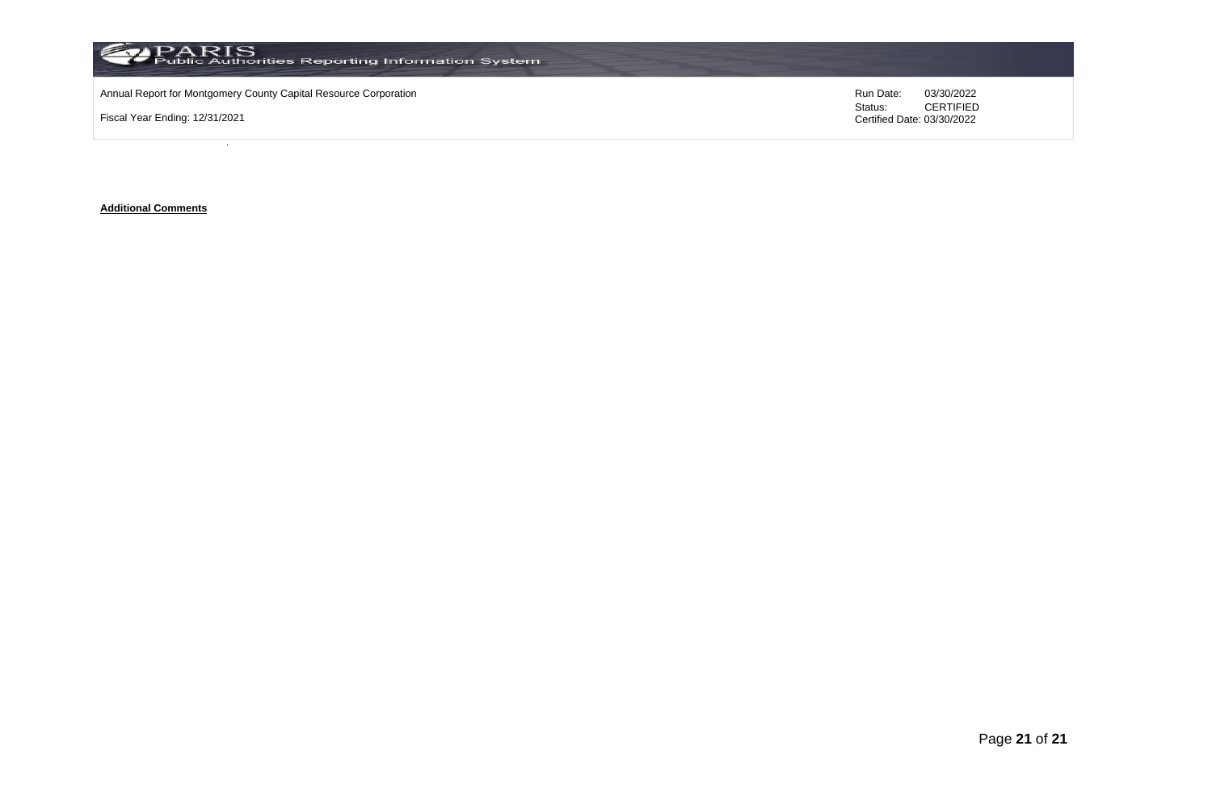**Additional Comments**